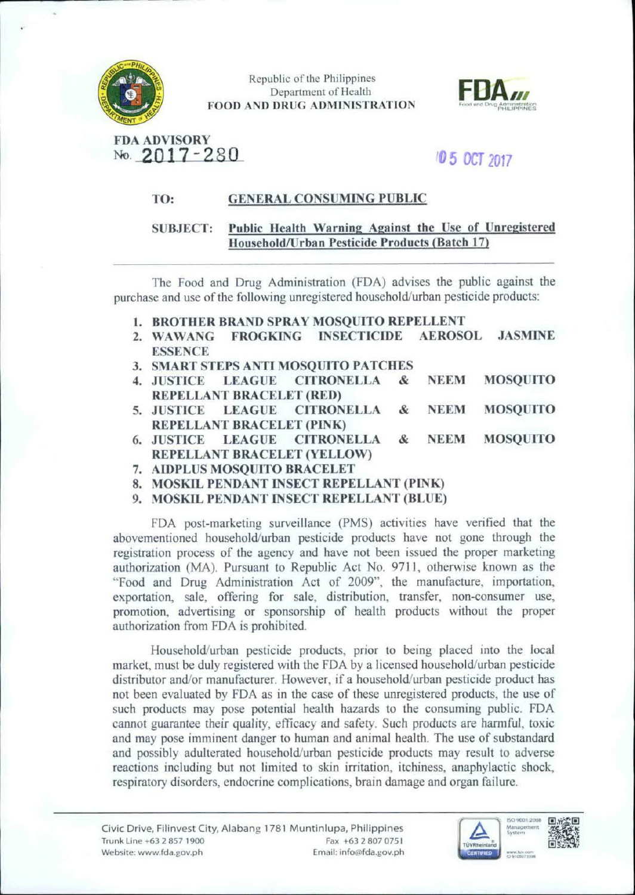Republic of the Philippines
Department of Health
**FOOD AND DRUG ADMINISTRATION**

**FDA ADVISORY**
**No. 2017-280**

05 OCT 2017

**TO:** **GENERAL CONSUMING PUBLIC**

**SUBJECT:** **Public Health Warning Against the Use of Unregistered Household/Urban Pesticide Products (Batch 17)**

---

The Food and Drug Administration (FDA) advises the public against the purchase and use of the following unregistered household/urban pesticide products:

1. **BROTHER BRAND SPRAY MOSQUITO REPELLENT**
2. **WAWANG FROGKING INSECTICIDE AEROSOL JASMINE ESSENCE**
3. **SMART STEPS ANTI MOSQUITO PATCHES**
4. **JUSTICE LEAGUE CITRONELLA & NEEM MOSQUITO REPELLANT BRACELET (RED)**
5. **JUSTICE LEAGUE CITRONELLA & NEEM MOSQUITO REPELLANT BRACELET (PINK)**
6. **JUSTICE LEAGUE CITRONELLA & NEEM MOSQUITO REPELLANT BRACELET (YELLOW)**
7. **AIDPLUS MOSQUITO BRACELET**
8. **MOSKIL PENDANT INSECT REPELLANT (PINK)**
9. **MOSKIL PENDANT INSECT REPELLANT (BLUE)**

FDA post-marketing surveillance (PMS) activities have verified that the abovementioned household/urban pesticide products have not gone through the registration process of the agency and have not been issued the proper marketing authorization (MA). Pursuant to Republic Act No. 9711, otherwise known as the "Food and Drug Administration Act of 2009", the manufacture, importation, exportation, sale, offering for sale, distribution, transfer, non-consumer use, promotion, advertising or sponsorship of health products without the proper authorization from FDA is prohibited.

Household/urban pesticide products, prior to being placed into the local market, must be duly registered with the FDA by a licensed household/urban pesticide distributor and/or manufacturer. However, if a household/urban pesticide product has not been evaluated by FDA as in the case of these unregistered products, the use of such products may pose potential health hazards to the consuming public. FDA cannot guarantee their quality, efficacy and safety. Such products are harmful, toxic and may pose imminent danger to human and animal health. The use of substandard and possibly adulterated household/urban pesticide products may result to adverse reactions including but not limited to skin irritation, itchiness, anaphylactic shock, respiratory disorders, endocrine complications, brain damage and organ failure.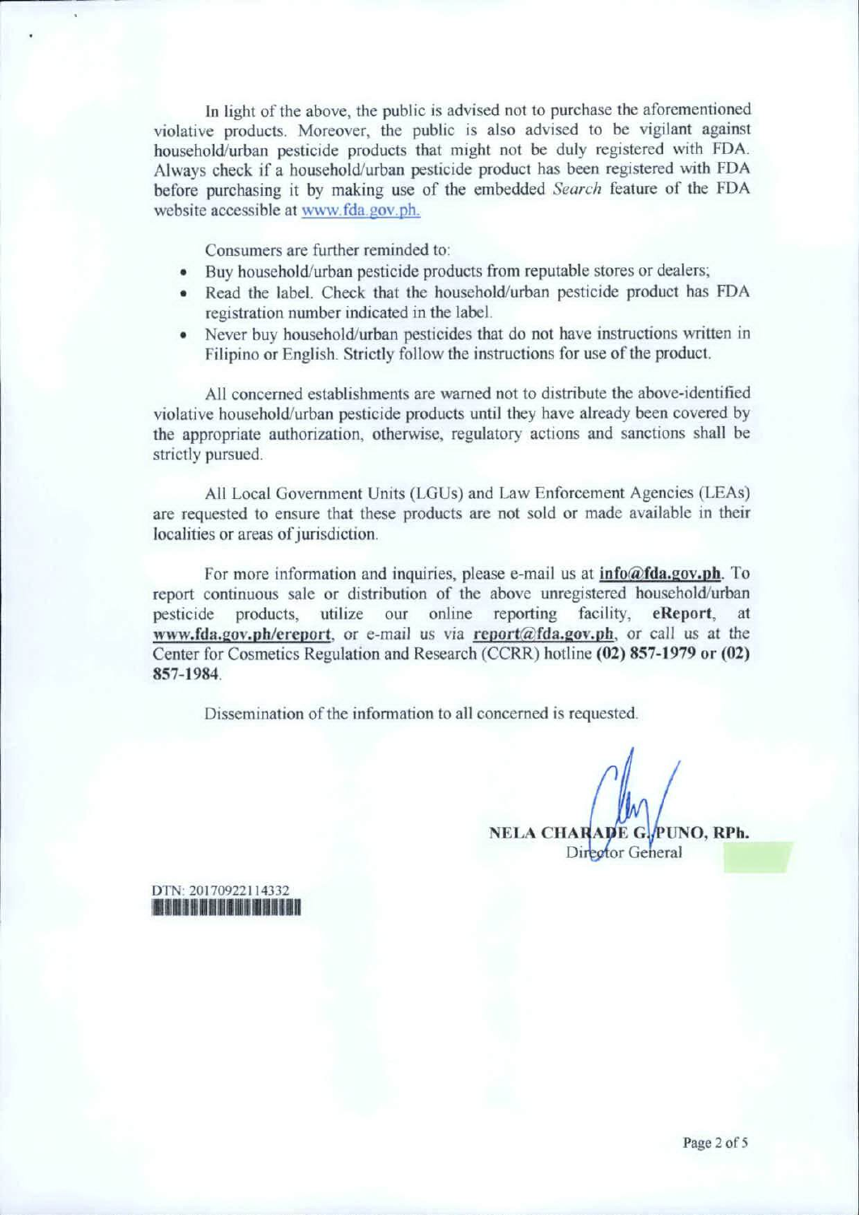In light of the above, the public is advised not to purchase the aforementioned violative products. Moreover, the public is also advised to be vigilant against household/urban pesticide products that might not be duly registered with FDA. Always check if a household/urban pesticide product has been registered with FDA before purchasing it by making use of the embedded *Search* feature of the FDA website accessible at www.fda.gov.ph.

Consumers are further reminded to:

- Buy household/urban pesticide products from reputable stores or dealers;
- Read the label. Check that the household/urban pesticide product has FDA registration number indicated in the label.
- Never buy household/urban pesticides that do not have instructions written in Filipino or English. Strictly follow the instructions for use of the product.

All concerned establishments are warned not to distribute the above-identified violative household/urban pesticide products until they have already been covered by the appropriate authorization, otherwise, regulatory actions and sanctions shall be strictly pursued.

All Local Government Units (LGUs) and Law Enforcement Agencies (LEAs) are requested to ensure that these products are not sold or made available in their localities or areas of jurisdiction.

For more information and inquiries, please e-mail us at **info@fda.gov.ph**. To report continuous sale or distribution of the above unregistered household/urban pesticide products, utilize our online reporting facility, **eReport**, at **www.fda.gov.ph/ereport**, or e-mail us via **report@fda.gov.ph**, or call us at the Center for Cosmetics Regulation and Research (CCRR) hotline **(02) 857-1979 or (02) 857-1984**.

Dissemination of the information to all concerned is requested.

**NELA CHARADE G. PUNO, RPh.**
Director General

DTN: 20170922114332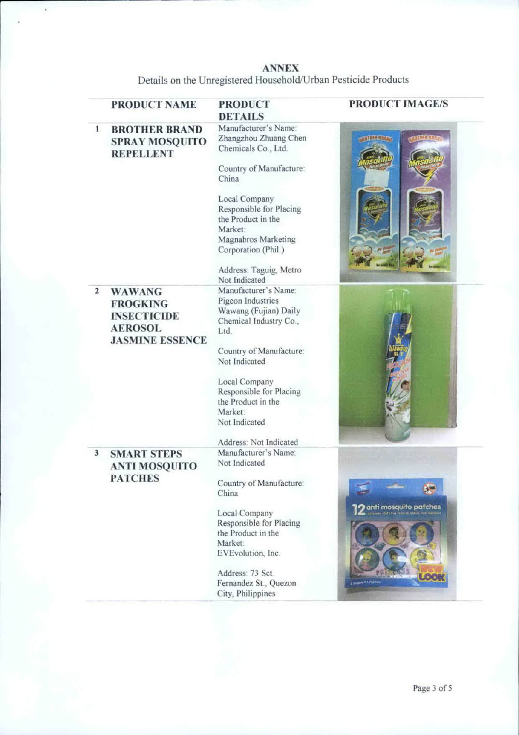# ANNEX

Details on the Unregistered Household/Urban Pesticide Products

| | PRODUCT NAME | PRODUCT DETAILS | PRODUCT IMAGE/S |
|---|---|---|---|
| 1 | **BROTHER BRAND SPRAY MOSQUITO REPELLENT** | Manufacturer's Name: Zhangzhou Zhuang Chen Chemicals Co., Ltd.<br><br>Country of Manufacture: China<br><br>Local Company Responsible for Placing the Product in the Market: Magnabros Marketing Corporation (Phil.)<br><br>Address: Taguig, Metro Not Indicated | |
| 2 | **WAWANG FROGKING INSECTICIDE AEROSOL JASMINE ESSENCE** | Manufacturer's Name: Pigeon Industries Wawang (Fujian) Daily Chemical Industry Co., Ltd.<br><br>Country of Manufacture: Not Indicated<br><br>Local Company Responsible for Placing the Product in the Market: Not Indicated<br><br>Address: Not Indicated | |
| 3 | **SMART STEPS ANTI MOSQUITO PATCHES** | Manufacturer's Name: Not Indicated<br><br>Country of Manufacture: China<br><br>Local Company Responsible for Placing the Product in the Market: EVEvolution, Inc.<br><br>Address: 73 Sct. Fernandez St., Quezon City, Philippines | |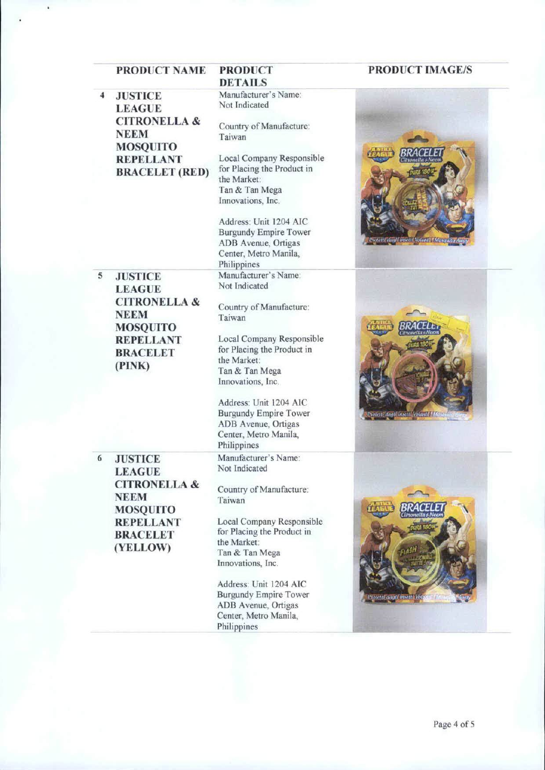| | PRODUCT NAME | PRODUCT DETAILS | PRODUCT IMAGE/S |
|---|---|---|---|
| 4 | **JUSTICE LEAGUE CITRONELLA & NEEM MOSQUITO REPELLANT BRACELET (RED)** | Manufacturer's Name: Not Indicated<br><br>Country of Manufacture: Taiwan<br><br>Local Company Responsible for Placing the Product in the Market: Tan & Tan Mega Innovations, Inc.<br><br>Address: Unit 1204 AIC Burgundy Empire Tower ADB Avenue, Ortigas Center, Metro Manila, Philippines | |
| 5 | **JUSTICE LEAGUE CITRONELLA & NEEM MOSQUITO REPELLANT BRACELET (PINK)** | Manufacturer's Name: Not Indicated<br><br>Country of Manufacture: Taiwan<br><br>Local Company Responsible for Placing the Product in the Market: Tan & Tan Mega Innovations, Inc.<br><br>Address: Unit 1204 AIC Burgundy Empire Tower ADB Avenue, Ortigas Center, Metro Manila, Philippines | |
| 6 | **JUSTICE LEAGUE CITRONELLA & NEEM MOSQUITO REPELLANT BRACELET (YELLOW)** | Manufacturer's Name: Not Indicated<br><br>Country of Manufacture: Taiwan<br><br>Local Company Responsible for Placing the Product in the Market: Tan & Tan Mega Innovations, Inc.<br><br>Address: Unit 1204 AIC Burgundy Empire Tower ADB Avenue, Ortigas Center, Metro Manila, Philippines | |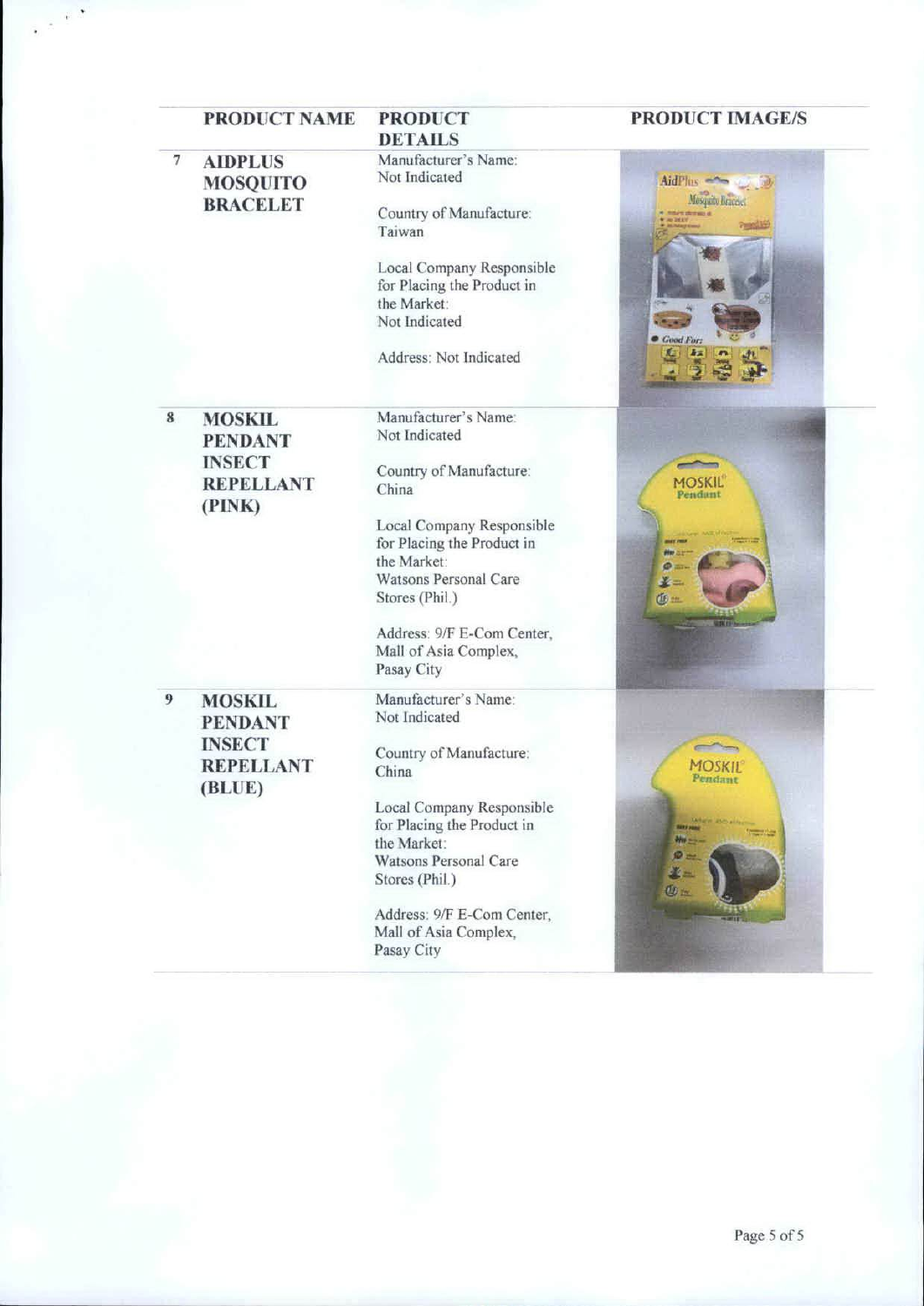| | PRODUCT NAME | PRODUCT DETAILS | PRODUCT IMAGE/S |
|---|---|---|---|
| 7 | **AIDPLUS MOSQUITO BRACELET** | Manufacturer's Name: Not Indicated<br><br>Country of Manufacture: Taiwan<br><br>Local Company Responsible for Placing the Product in the Market: Not Indicated<br><br>Address: Not Indicated | |
| 8 | **MOSKIL PENDANT INSECT REPELLANT (PINK)** | Manufacturer's Name: Not Indicated<br><br>Country of Manufacture: China<br><br>Local Company Responsible for Placing the Product in the Market: Watsons Personal Care Stores (Phil.)<br><br>Address: 9/F E-Com Center, Mall of Asia Complex, Pasay City | |
| 9 | **MOSKIL PENDANT INSECT REPELLANT (BLUE)** | Manufacturer's Name: Not Indicated<br><br>Country of Manufacture: China<br><br>Local Company Responsible for Placing the Product in the Market: Watsons Personal Care Stores (Phil.)<br><br>Address: 9/F E-Com Center, Mall of Asia Complex, Pasay City | |